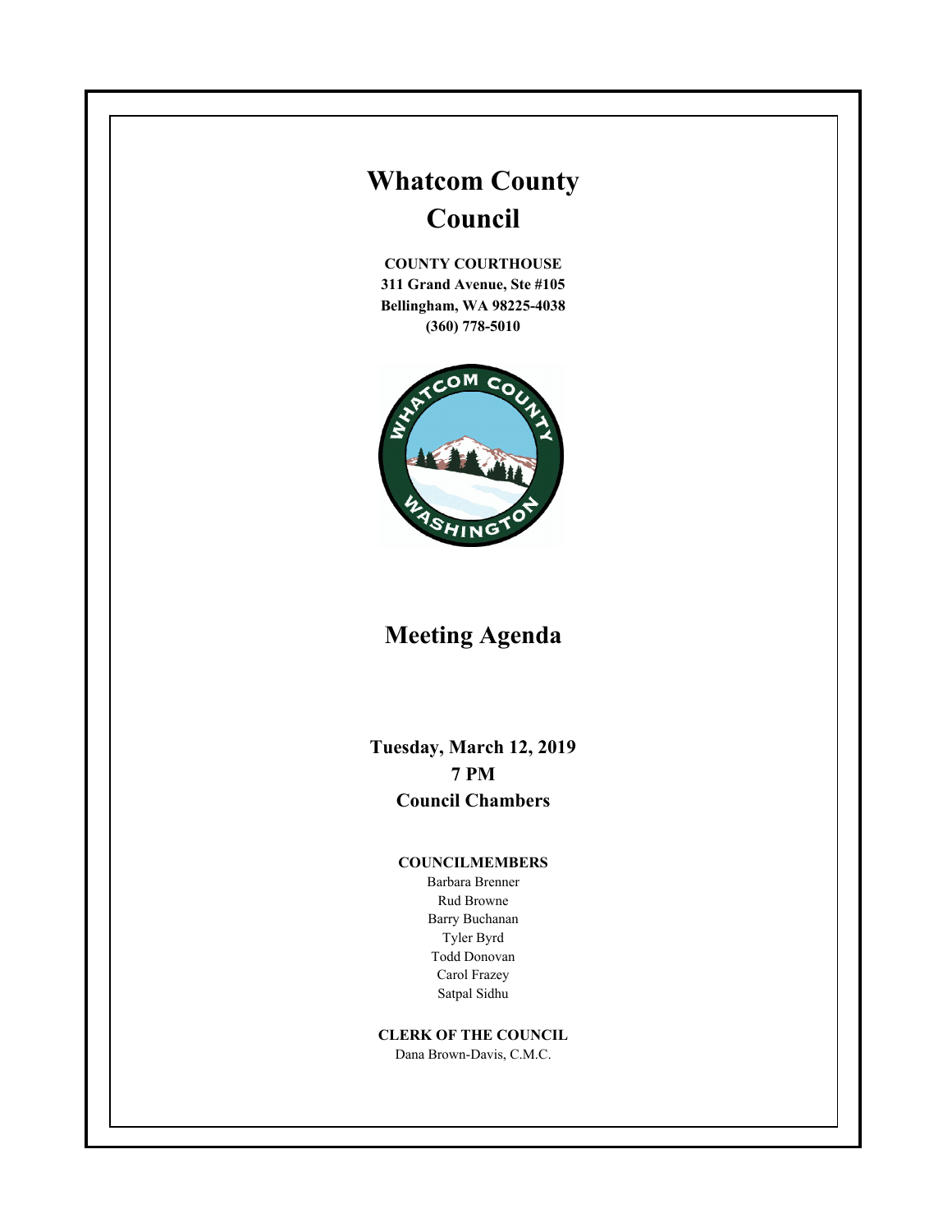# Whatcom County Council

**COUNTY COURTHOUSE**
**311 Grand Avenue, Ste #105**
**Bellingham, WA 98225-4038**
**(360) 778-5010**

## Meeting Agenda

**Tuesday, March 12, 2019**
**7 PM**
**Council Chambers**

**COUNCILMEMBERS**

Barbara Brenner
Rud Browne
Barry Buchanan
Tyler Byrd
Todd Donovan
Carol Frazey
Satpal Sidhu

**CLERK OF THE COUNCIL**

Dana Brown-Davis, C.M.C.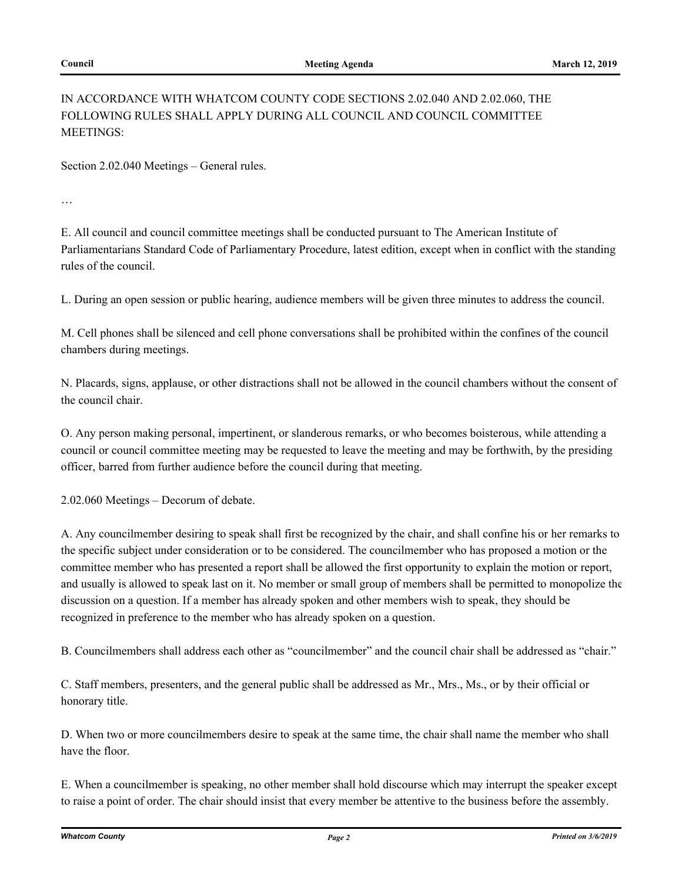IN ACCORDANCE WITH WHATCOM COUNTY CODE SECTIONS 2.02.040 AND 2.02.060, THE FOLLOWING RULES SHALL APPLY DURING ALL COUNCIL AND COUNCIL COMMITTEE MEETINGS:

Section 2.02.040 Meetings – General rules.

…

E. All council and council committee meetings shall be conducted pursuant to The American Institute of Parliamentarians Standard Code of Parliamentary Procedure, latest edition, except when in conflict with the standing rules of the council.

L. During an open session or public hearing, audience members will be given three minutes to address the council.

M. Cell phones shall be silenced and cell phone conversations shall be prohibited within the confines of the council chambers during meetings.

N. Placards, signs, applause, or other distractions shall not be allowed in the council chambers without the consent of the council chair.

O. Any person making personal, impertinent, or slanderous remarks, or who becomes boisterous, while attending a council or council committee meeting may be requested to leave the meeting and may be forthwith, by the presiding officer, barred from further audience before the council during that meeting.

2.02.060 Meetings – Decorum of debate.

A. Any councilmember desiring to speak shall first be recognized by the chair, and shall confine his or her remarks to the specific subject under consideration or to be considered. The councilmember who has proposed a motion or the committee member who has presented a report shall be allowed the first opportunity to explain the motion or report, and usually is allowed to speak last on it. No member or small group of members shall be permitted to monopolize the discussion on a question. If a member has already spoken and other members wish to speak, they should be recognized in preference to the member who has already spoken on a question.

B. Councilmembers shall address each other as "councilmember" and the council chair shall be addressed as "chair."

C. Staff members, presenters, and the general public shall be addressed as Mr., Mrs., Ms., or by their official or honorary title.

D. When two or more councilmembers desire to speak at the same time, the chair shall name the member who shall have the floor.

E. When a councilmember is speaking, no other member shall hold discourse which may interrupt the speaker except to raise a point of order. The chair should insist that every member be attentive to the business before the assembly.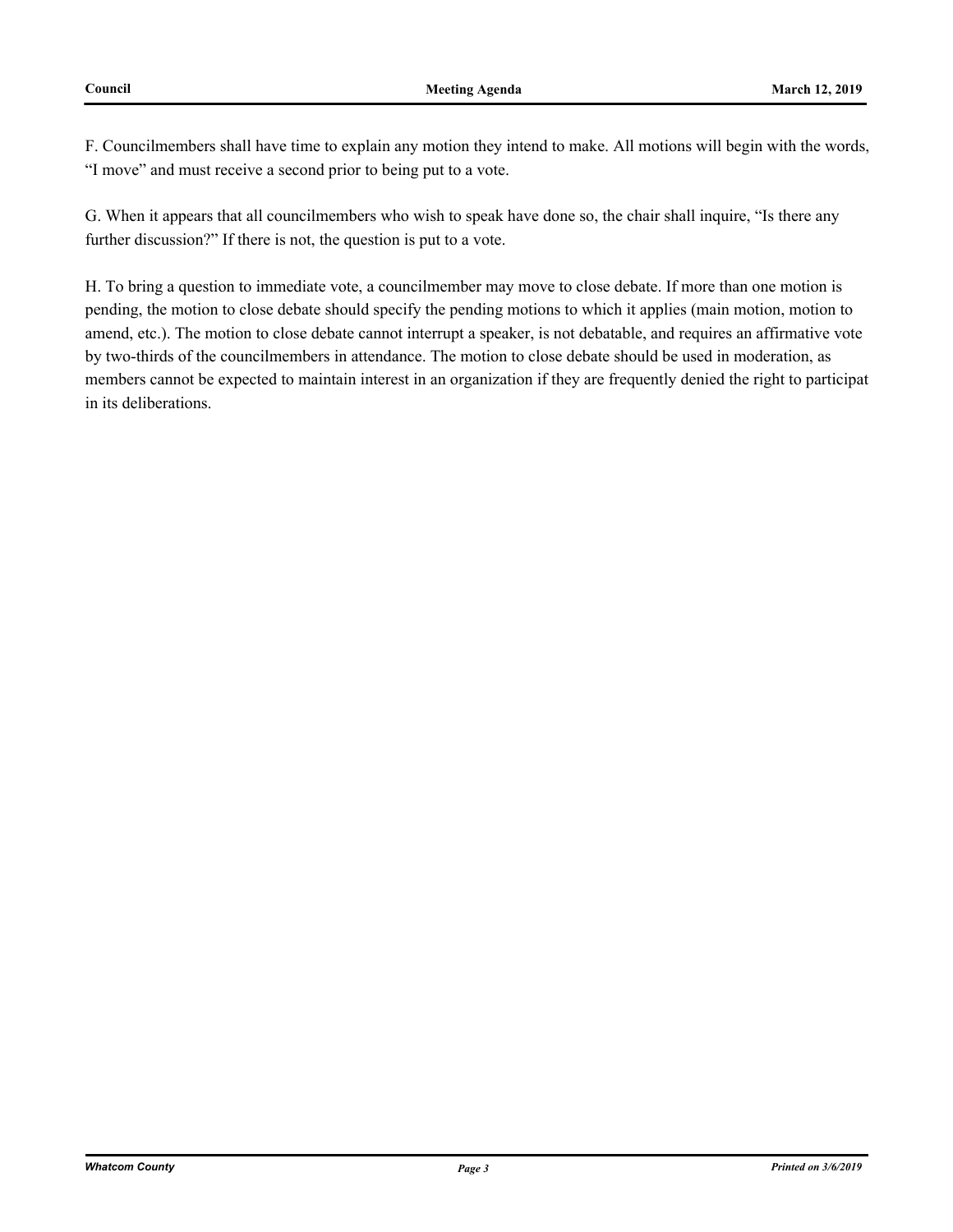F. Councilmembers shall have time to explain any motion they intend to make. All motions will begin with the words, “I move” and must receive a second prior to being put to a vote.

G. When it appears that all councilmembers who wish to speak have done so, the chair shall inquire, “Is there any further discussion?” If there is not, the question is put to a vote.

H. To bring a question to immediate vote, a councilmember may move to close debate. If more than one motion is pending, the motion to close debate should specify the pending motions to which it applies (main motion, motion to amend, etc.). The motion to close debate cannot interrupt a speaker, is not debatable, and requires an affirmative vote by two-thirds of the councilmembers in attendance. The motion to close debate should be used in moderation, as members cannot be expected to maintain interest in an organization if they are frequently denied the right to participat in its deliberations.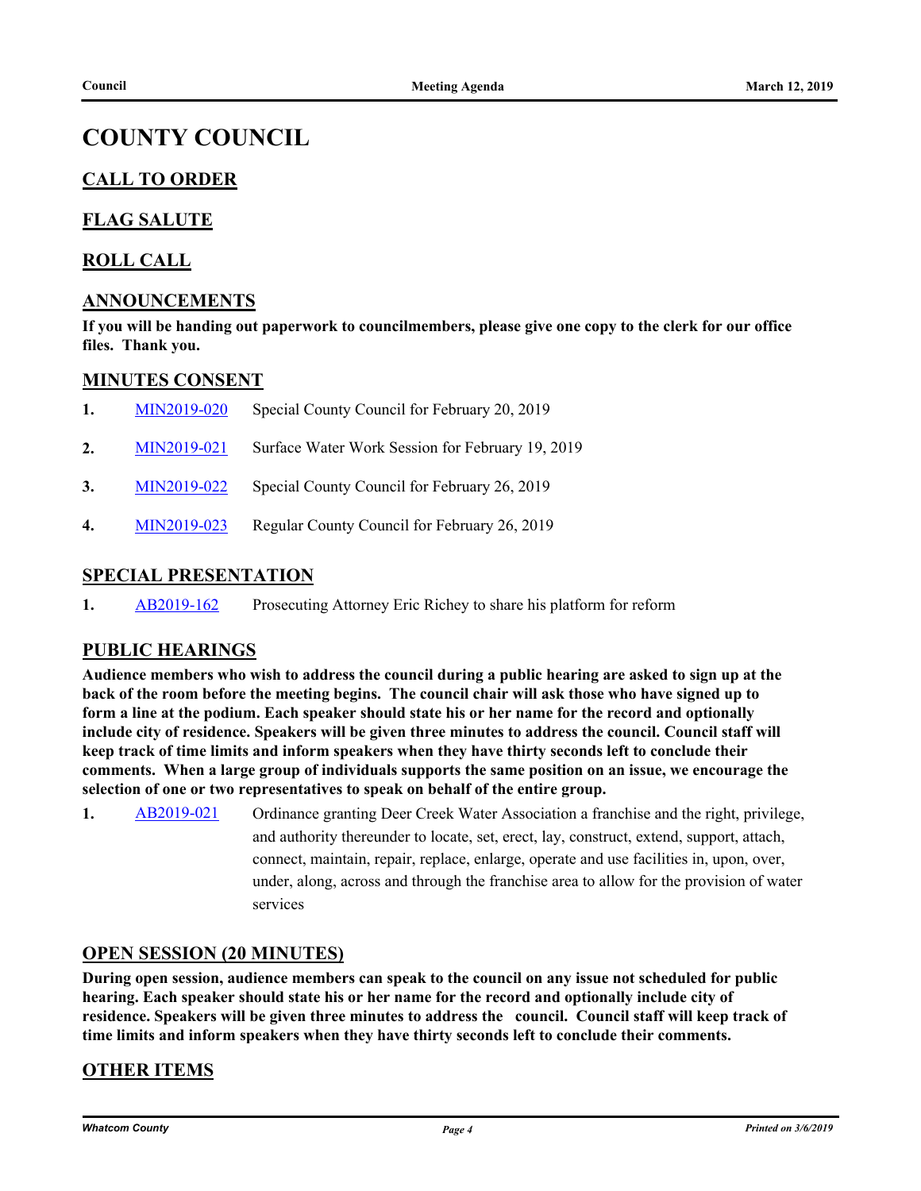# COUNTY COUNCIL

## CALL TO ORDER

## FLAG SALUTE

## ROLL CALL

## ANNOUNCEMENTS

**If you will be handing out paperwork to councilmembers, please give one copy to the clerk for our office files. Thank you.**

## MINUTES CONSENT

1. MIN2019-020 Special County Council for February 20, 2019
2. MIN2019-021 Surface Water Work Session for February 19, 2019
3. MIN2019-022 Special County Council for February 26, 2019
4. MIN2019-023 Regular County Council for February 26, 2019

## SPECIAL PRESENTATION

1. AB2019-162 Prosecuting Attorney Eric Richey to share his platform for reform

## PUBLIC HEARINGS

**Audience members who wish to address the council during a public hearing are asked to sign up at the back of the room before the meeting begins. The council chair will ask those who have signed up to form a line at the podium. Each speaker should state his or her name for the record and optionally include city of residence. Speakers will be given three minutes to address the council. Council staff will keep track of time limits and inform speakers when they have thirty seconds left to conclude their comments. When a large group of individuals supports the same position on an issue, we encourage the selection of one or two representatives to speak on behalf of the entire group.**

1. AB2019-021 Ordinance granting Deer Creek Water Association a franchise and the right, privilege, and authority thereunder to locate, set, erect, lay, construct, extend, support, attach, connect, maintain, repair, replace, enlarge, operate and use facilities in, upon, over, under, along, across and through the franchise area to allow for the provision of water services

## OPEN SESSION (20 MINUTES)

**During open session, audience members can speak to the council on any issue not scheduled for public hearing. Each speaker should state his or her name for the record and optionally include city of residence. Speakers will be given three minutes to address the council. Council staff will keep track of time limits and inform speakers when they have thirty seconds left to conclude their comments.**

## OTHER ITEMS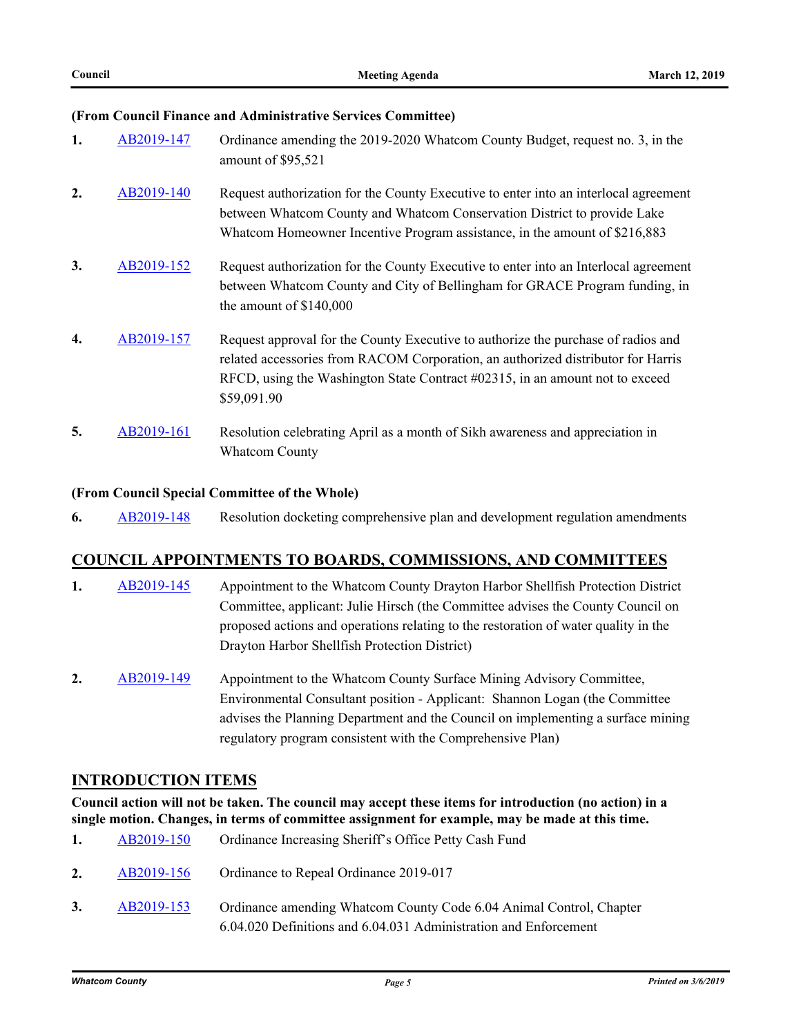**(From Council Finance and Administrative Services Committee)**

1. AB2019-147 Ordinance amending the 2019-2020 Whatcom County Budget, request no. 3, in the amount of $95,521

2. AB2019-140 Request authorization for the County Executive to enter into an interlocal agreement between Whatcom County and Whatcom Conservation District to provide Lake Whatcom Homeowner Incentive Program assistance, in the amount of $216,883

3. AB2019-152 Request authorization for the County Executive to enter into an Interlocal agreement between Whatcom County and City of Bellingham for GRACE Program funding, in the amount of $140,000

4. AB2019-157 Request approval for the County Executive to authorize the purchase of radios and related accessories from RACOM Corporation, an authorized distributor for Harris RFCD, using the Washington State Contract #02315, in an amount not to exceed $59,091.90

5. AB2019-161 Resolution celebrating April as a month of Sikh awareness and appreciation in Whatcom County

**(From Council Special Committee of the Whole)**

6. AB2019-148 Resolution docketing comprehensive plan and development regulation amendments

## COUNCIL APPOINTMENTS TO BOARDS, COMMISSIONS, AND COMMITTEES

1. AB2019-145 Appointment to the Whatcom County Drayton Harbor Shellfish Protection District Committee, applicant: Julie Hirsch (the Committee advises the County Council on proposed actions and operations relating to the restoration of water quality in the Drayton Harbor Shellfish Protection District)

2. AB2019-149 Appointment to the Whatcom County Surface Mining Advisory Committee, Environmental Consultant position - Applicant: Shannon Logan (the Committee advises the Planning Department and the Council on implementing a surface mining regulatory program consistent with the Comprehensive Plan)

## INTRODUCTION ITEMS

**Council action will not be taken. The council may accept these items for introduction (no action) in a single motion. Changes, in terms of committee assignment for example, may be made at this time.**

1. AB2019-150 Ordinance Increasing Sheriff's Office Petty Cash Fund

2. AB2019-156 Ordinance to Repeal Ordinance 2019-017

3. AB2019-153 Ordinance amending Whatcom County Code 6.04 Animal Control, Chapter 6.04.020 Definitions and 6.04.031 Administration and Enforcement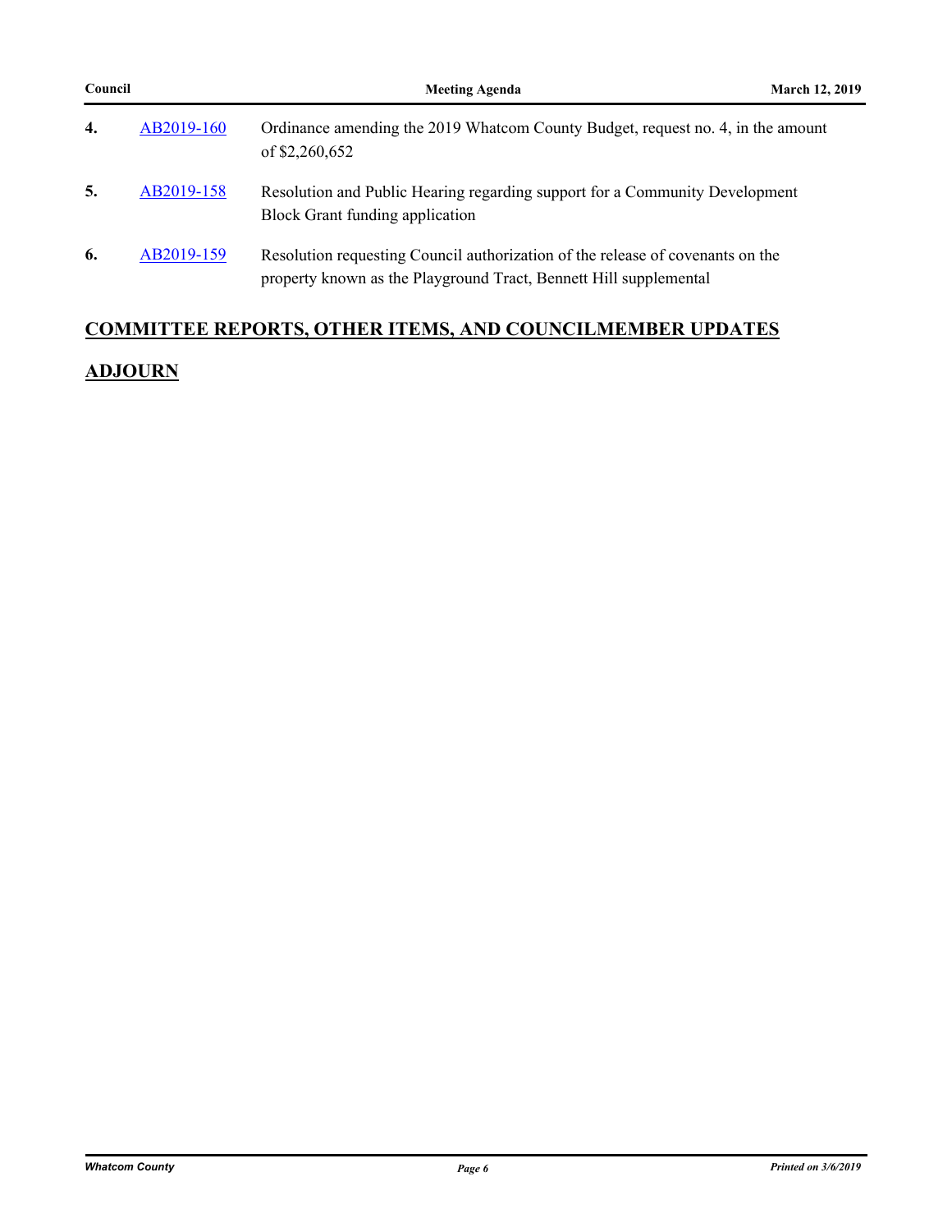4. AB2019-160 Ordinance amending the 2019 Whatcom County Budget, request no. 4, in the amount of $2,260,652

5. AB2019-158 Resolution and Public Hearing regarding support for a Community Development Block Grant funding application

6. AB2019-159 Resolution requesting Council authorization of the release of covenants on the property known as the Playground Tract, Bennett Hill supplemental

## COMMITTEE REPORTS, OTHER ITEMS, AND COUNCILMEMBER UPDATES

## ADJOURN